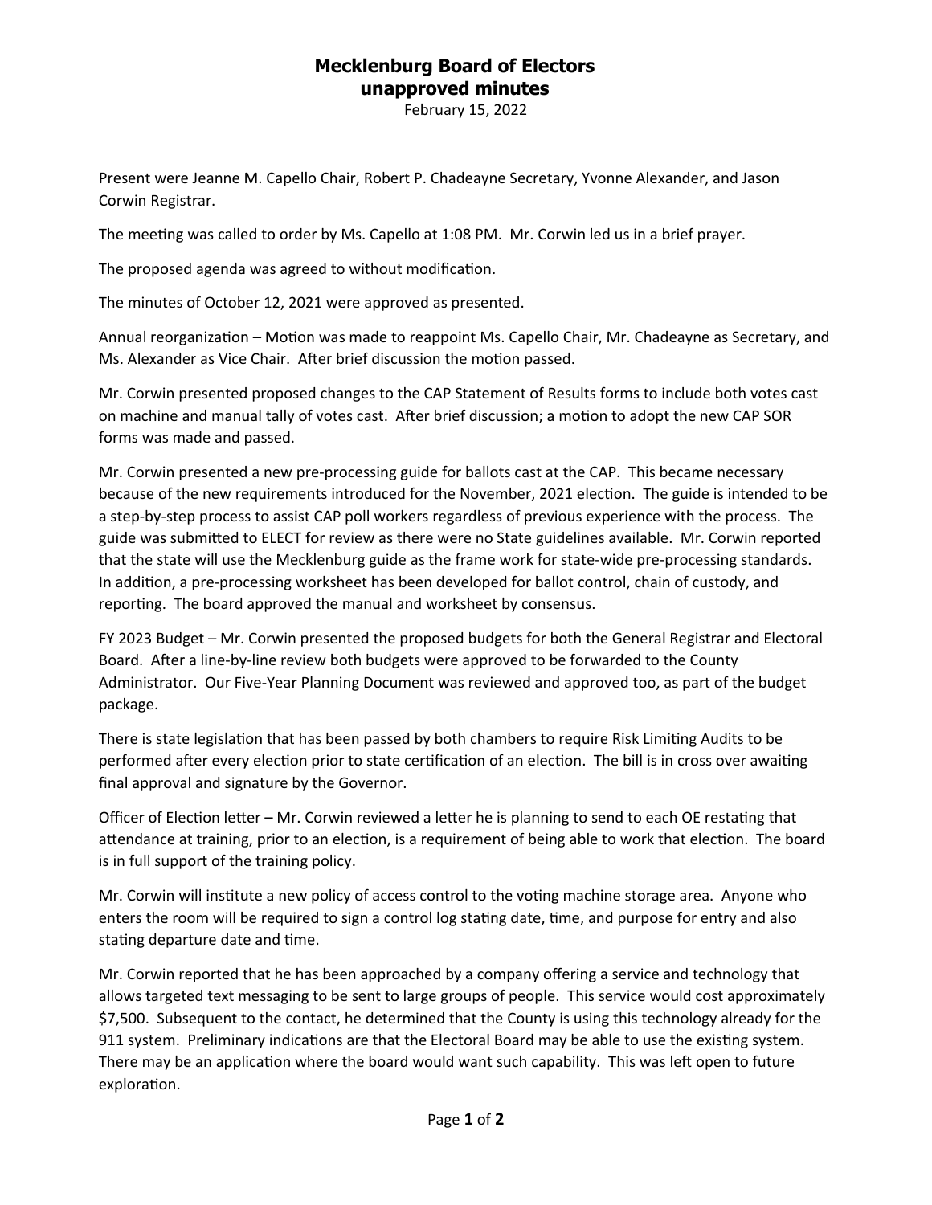# Mecklenburg Board of Electors
## unapproved minutes

February 15, 2022

Present were Jeanne M. Capello Chair, Robert P. Chadeayne Secretary, Yvonne Alexander, and Jason Corwin Registrar.

The meeting was called to order by Ms. Capello at 1:08 PM. Mr. Corwin led us in a brief prayer.

The proposed agenda was agreed to without modification.

The minutes of October 12, 2021 were approved as presented.

Annual reorganization – Motion was made to reappoint Ms. Capello Chair, Mr. Chadeayne as Secretary, and Ms. Alexander as Vice Chair. After brief discussion the motion passed.

Mr. Corwin presented proposed changes to the CAP Statement of Results forms to include both votes cast on machine and manual tally of votes cast. After brief discussion; a motion to adopt the new CAP SOR forms was made and passed.

Mr. Corwin presented a new pre-processing guide for ballots cast at the CAP. This became necessary because of the new requirements introduced for the November, 2021 election. The guide is intended to be a step-by-step process to assist CAP poll workers regardless of previous experience with the process. The guide was submitted to ELECT for review as there were no State guidelines available. Mr. Corwin reported that the state will use the Mecklenburg guide as the frame work for state-wide pre-processing standards. In addition, a pre-processing worksheet has been developed for ballot control, chain of custody, and reporting. The board approved the manual and worksheet by consensus.

FY 2023 Budget – Mr. Corwin presented the proposed budgets for both the General Registrar and Electoral Board. After a line-by-line review both budgets were approved to be forwarded to the County Administrator. Our Five-Year Planning Document was reviewed and approved too, as part of the budget package.

There is state legislation that has been passed by both chambers to require Risk Limiting Audits to be performed after every election prior to state certification of an election. The bill is in cross over awaiting final approval and signature by the Governor.

Officer of Election letter – Mr. Corwin reviewed a letter he is planning to send to each OE restating that attendance at training, prior to an election, is a requirement of being able to work that election. The board is in full support of the training policy.

Mr. Corwin will institute a new policy of access control to the voting machine storage area. Anyone who enters the room will be required to sign a control log stating date, time, and purpose for entry and also stating departure date and time.

Mr. Corwin reported that he has been approached by a company offering a service and technology that allows targeted text messaging to be sent to large groups of people. This service would cost approximately $7,500. Subsequent to the contact, he determined that the County is using this technology already for the 911 system. Preliminary indications are that the Electoral Board may be able to use the existing system. There may be an application where the board would want such capability. This was left open to future exploration.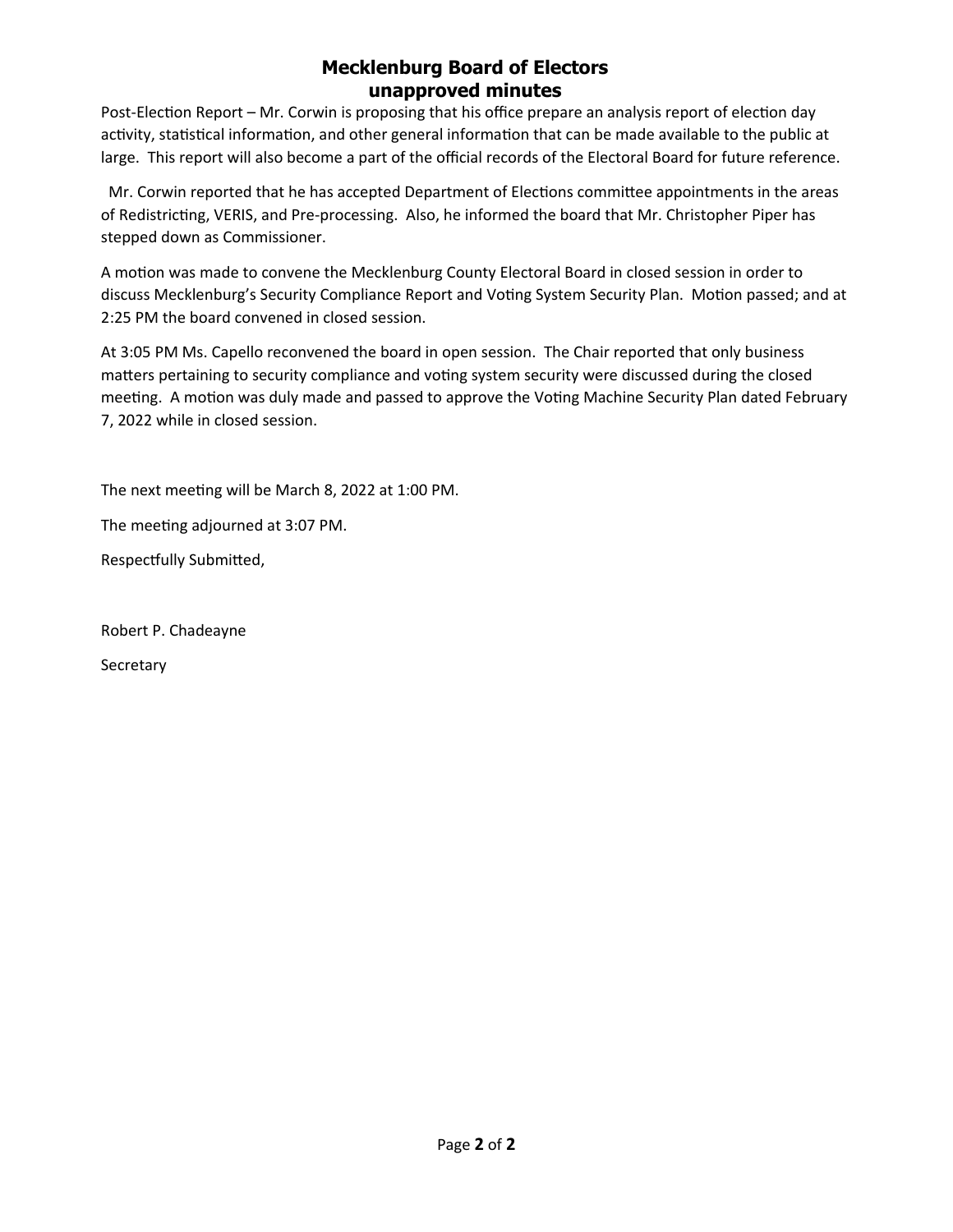# Mecklenburg Board of Electors
## unapproved minutes

Post-Election Report – Mr. Corwin is proposing that his office prepare an analysis report of election day activity, statistical information, and other general information that can be made available to the public at large. This report will also become a part of the official records of the Electoral Board for future reference.

Mr. Corwin reported that he has accepted Department of Elections committee appointments in the areas of Redistricting, VERIS, and Pre-processing. Also, he informed the board that Mr. Christopher Piper has stepped down as Commissioner.

A motion was made to convene the Mecklenburg County Electoral Board in closed session in order to discuss Mecklenburg's Security Compliance Report and Voting System Security Plan. Motion passed; and at 2:25 PM the board convened in closed session.

At 3:05 PM Ms. Capello reconvened the board in open session. The Chair reported that only business matters pertaining to security compliance and voting system security were discussed during the closed meeting. A motion was duly made and passed to approve the Voting Machine Security Plan dated February 7, 2022 while in closed session.

The next meeting will be March 8, 2022 at 1:00 PM.

The meeting adjourned at 3:07 PM.

Respectfully Submitted,

Robert P. Chadeayne

Secretary